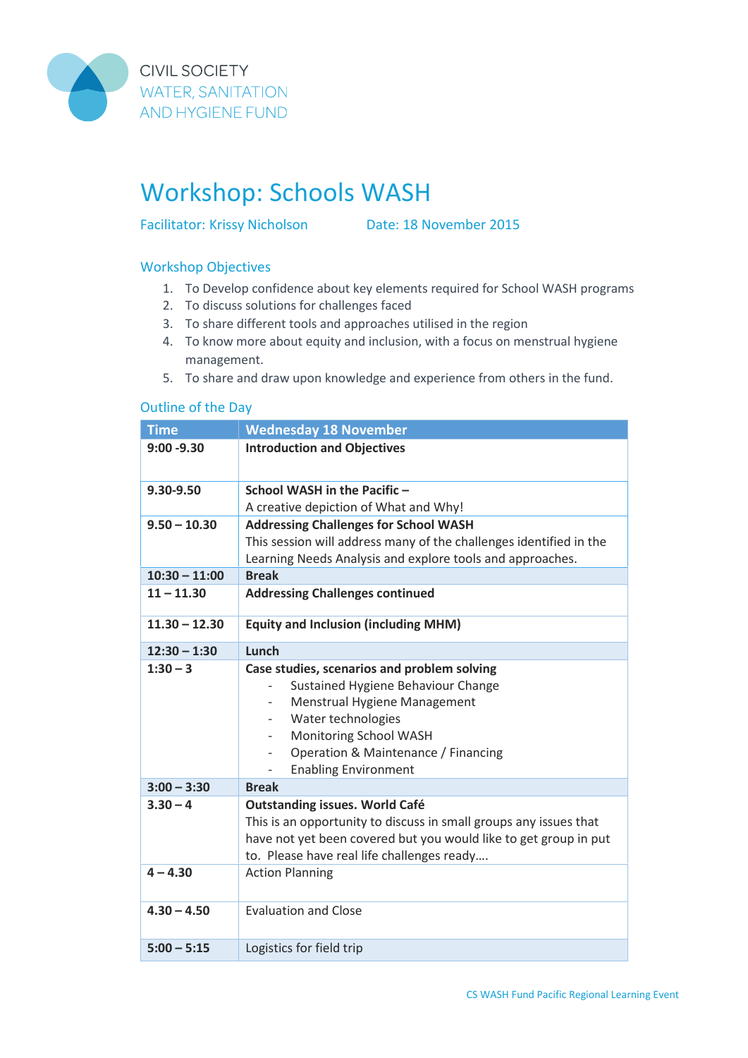CIVIL SOCIETY
WATER, SANITATION
AND HYGIENE FUND

# Workshop: Schools WASH

Facilitator: Krissy Nicholson Date: 18 November 2015

## Workshop Objectives

1. To Develop confidence about key elements required for School WASH programs
2. To discuss solutions for challenges faced
3. To share different tools and approaches utilised in the region
4. To know more about equity and inclusion, with a focus on menstrual hygiene management.
5. To share and draw upon knowledge and experience from others in the fund.

## Outline of the Day

| Time | Wednesday 18 November |
|---|---|
| **9:00 -9.30** | **Introduction and Objectives** |
| **9.30-9.50** | **School WASH in the Pacific –**<br>A creative depiction of What and Why! |
| **9.50 – 10.30** | **Addressing Challenges for School WASH**<br>This session will address many of the challenges identified in the Learning Needs Analysis and explore tools and approaches. |
| **10:30 – 11:00** | **Break** |
| **11 – 11.30** | **Addressing Challenges continued** |
| **11.30 – 12.30** | **Equity and Inclusion (including MHM)** |
| **12:30 – 1:30** | **Lunch** |
| **1:30 – 3** | **Case studies, scenarios and problem solving**<br>- Sustained Hygiene Behaviour Change<br>- Menstrual Hygiene Management<br>- Water technologies<br>- Monitoring School WASH<br>- Operation & Maintenance / Financing<br>- Enabling Environment |
| **3:00 – 3:30** | **Break** |
| **3.30 – 4** | **Outstanding issues. World Café**<br>This is an opportunity to discuss in small groups any issues that have not yet been covered but you would like to get group in put to. Please have real life challenges ready…. |
| **4 – 4.30** | Action Planning |
| **4.30 – 4.50** | Evaluation and Close |
| **5:00 – 5:15** | Logistics for field trip |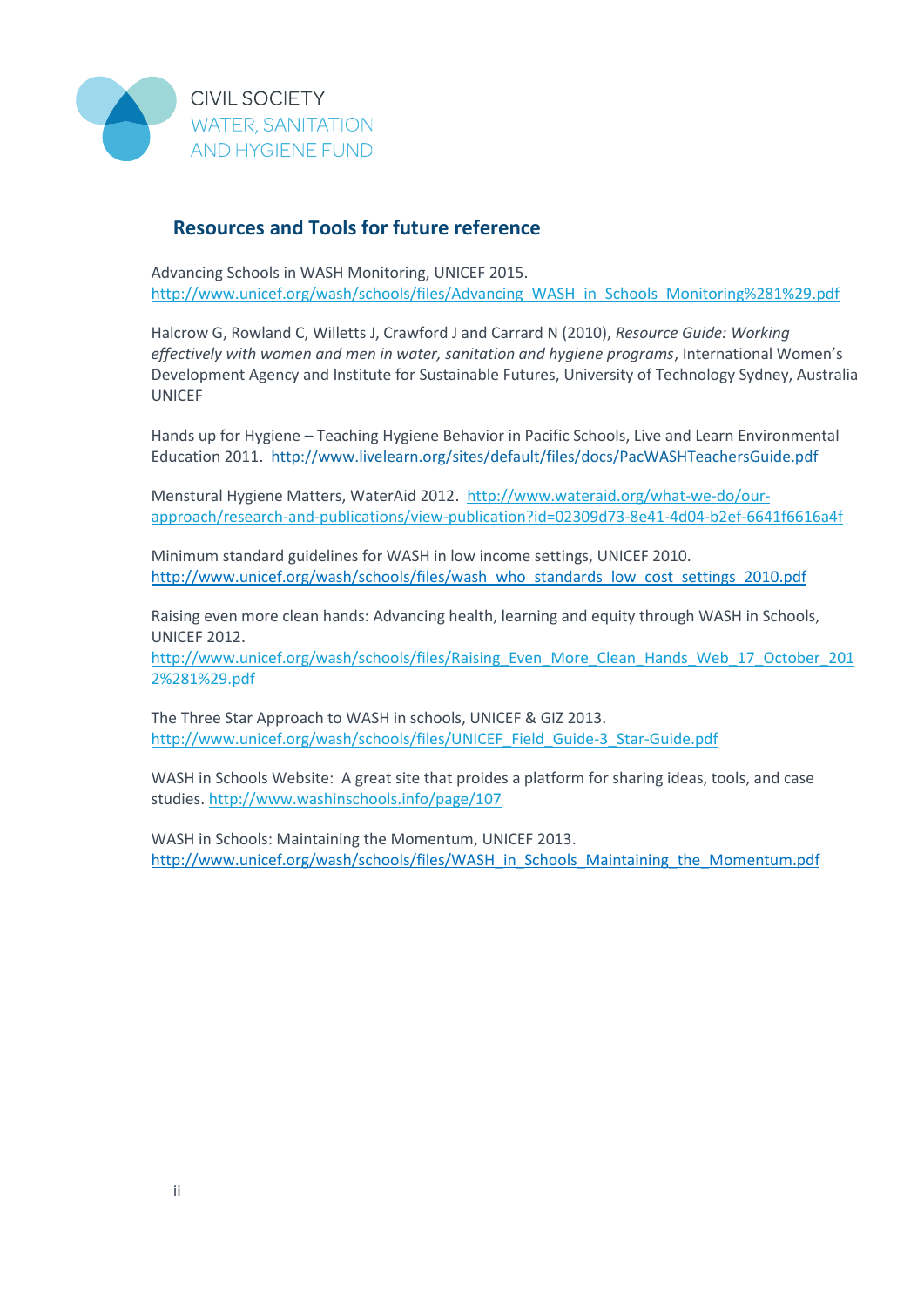CIVIL SOCIETY
WATER, SANITATION
AND HYGIENE FUND

## Resources and Tools for future reference

Advancing Schools in WASH Monitoring, UNICEF 2015.
http://www.unicef.org/wash/schools/files/Advancing_WASH_in_Schools_Monitoring%281%29.pdf

Halcrow G, Rowland C, Willetts J, Crawford J and Carrard N (2010), *Resource Guide: Working effectively with women and men in water, sanitation and hygiene programs*, International Women's Development Agency and Institute for Sustainable Futures, University of Technology Sydney, Australia UNICEF

Hands up for Hygiene – Teaching Hygiene Behavior in Pacific Schools, Live and Learn Environmental Education 2011. http://www.livelearn.org/sites/default/files/docs/PacWASHTeachersGuide.pdf

Menstural Hygiene Matters, WaterAid 2012. http://www.wateraid.org/what-we-do/our-approach/research-and-publications/view-publication?id=02309d73-8e41-4d04-b2ef-6641f6616a4f

Minimum standard guidelines for WASH in low income settings, UNICEF 2010.
http://www.unicef.org/wash/schools/files/wash_who_standards_low_cost_settings_2010.pdf

Raising even more clean hands: Advancing health, learning and equity through WASH in Schools, UNICEF 2012.
http://www.unicef.org/wash/schools/files/Raising_Even_More_Clean_Hands_Web_17_October_2012%281%29.pdf

The Three Star Approach to WASH in schools, UNICEF & GIZ 2013.
http://www.unicef.org/wash/schools/files/UNICEF_Field_Guide-3_Star-Guide.pdf

WASH in Schools Website: A great site that proides a platform for sharing ideas, tools, and case studies. http://www.washinschools.info/page/107

WASH in Schools: Maintaining the Momentum, UNICEF 2013.
http://www.unicef.org/wash/schools/files/WASH_in_Schools_Maintaining_the_Momentum.pdf